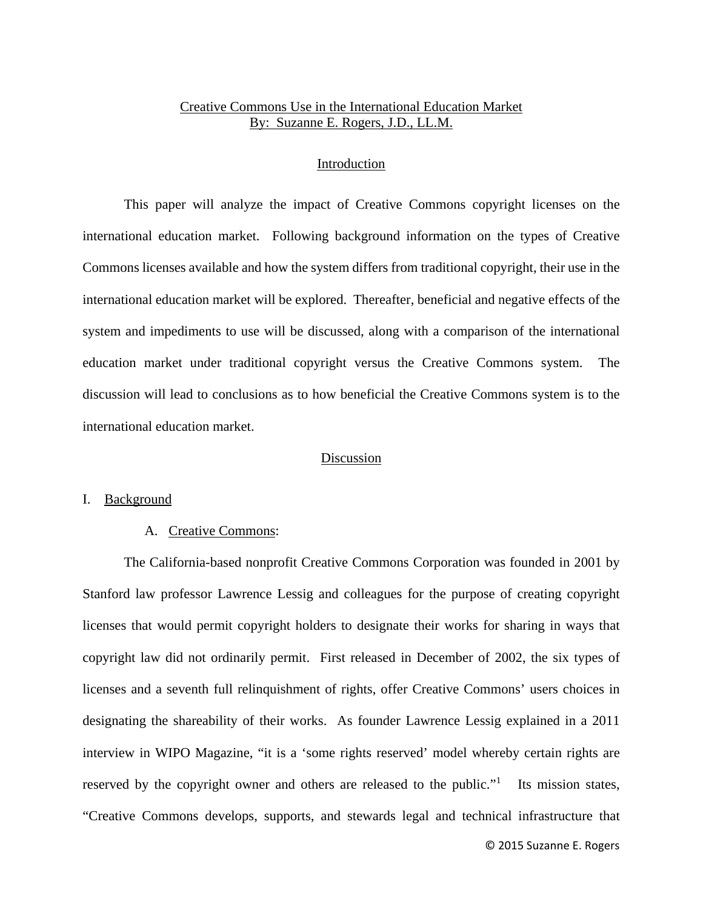# Creative Commons Use in the International Education Market

By: Suzanne E. Rogers, J.D., LL.M.

## Introduction

This paper will analyze the impact of Creative Commons copyright licenses on the international education market. Following background information on the types of Creative Commons licenses available and how the system differs from traditional copyright, their use in the international education market will be explored. Thereafter, beneficial and negative effects of the system and impediments to use will be discussed, along with a comparison of the international education market under traditional copyright versus the Creative Commons system. The discussion will lead to conclusions as to how beneficial the Creative Commons system is to the international education market.

## Discussion

### I. Background

#### A. Creative Commons:

The California-based nonprofit Creative Commons Corporation was founded in 2001 by Stanford law professor Lawrence Lessig and colleagues for the purpose of creating copyright licenses that would permit copyright holders to designate their works for sharing in ways that copyright law did not ordinarily permit. First released in December of 2002, the six types of licenses and a seventh full relinquishment of rights, offer Creative Commons' users choices in designating the shareability of their works. As founder Lawrence Lessig explained in a 2011 interview in WIPO Magazine, "it is a 'some rights reserved' model whereby certain rights are reserved by the copyright owner and others are released to the public."[1] Its mission states, "Creative Commons develops, supports, and stewards legal and technical infrastructure that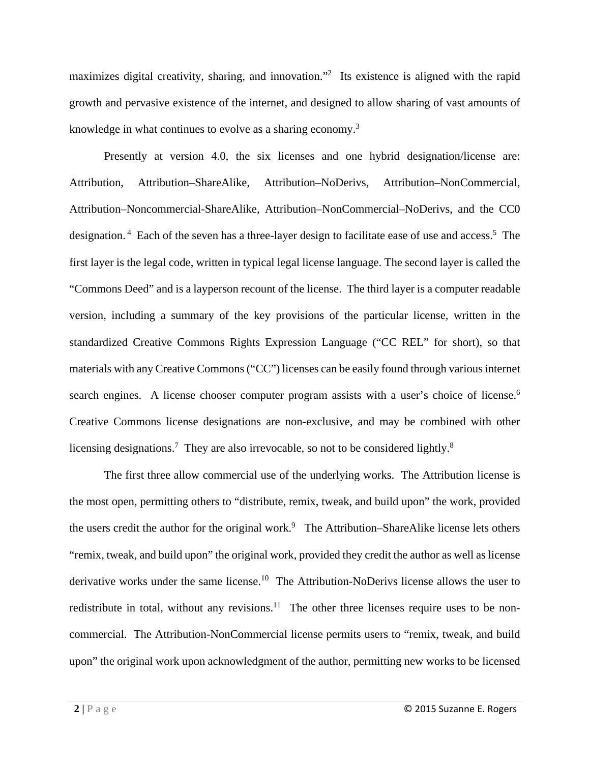maximizes digital creativity, sharing, and innovation."[2] Its existence is aligned with the rapid growth and pervasive existence of the internet, and designed to allow sharing of vast amounts of knowledge in what continues to evolve as a sharing economy.[3]

Presently at version 4.0, the six licenses and one hybrid designation/license are: Attribution, Attribution–ShareAlike, Attribution–NoDerivs, Attribution–NonCommercial, Attribution–Noncommercial-ShareAlike, Attribution–NonCommercial–NoDerivs, and the CC0 designation.[4] Each of the seven has a three-layer design to facilitate ease of use and access.[5] The first layer is the legal code, written in typical legal license language. The second layer is called the "Commons Deed" and is a layperson recount of the license. The third layer is a computer readable version, including a summary of the key provisions of the particular license, written in the standardized Creative Commons Rights Expression Language ("CC REL" for short), so that materials with any Creative Commons ("CC") licenses can be easily found through various internet search engines. A license chooser computer program assists with a user's choice of license.[6] Creative Commons license designations are non-exclusive, and may be combined with other licensing designations.[7] They are also irrevocable, so not to be considered lightly.[8]

The first three allow commercial use of the underlying works. The Attribution license is the most open, permitting others to "distribute, remix, tweak, and build upon" the work, provided the users credit the author for the original work.[9] The Attribution–ShareAlike license lets others "remix, tweak, and build upon" the original work, provided they credit the author as well as license derivative works under the same license.[10] The Attribution-NoDerivs license allows the user to redistribute in total, without any revisions.[11] The other three licenses require uses to be non-commercial. The Attribution-NonCommercial license permits users to "remix, tweak, and build upon" the original work upon acknowledgment of the author, permitting new works to be licensed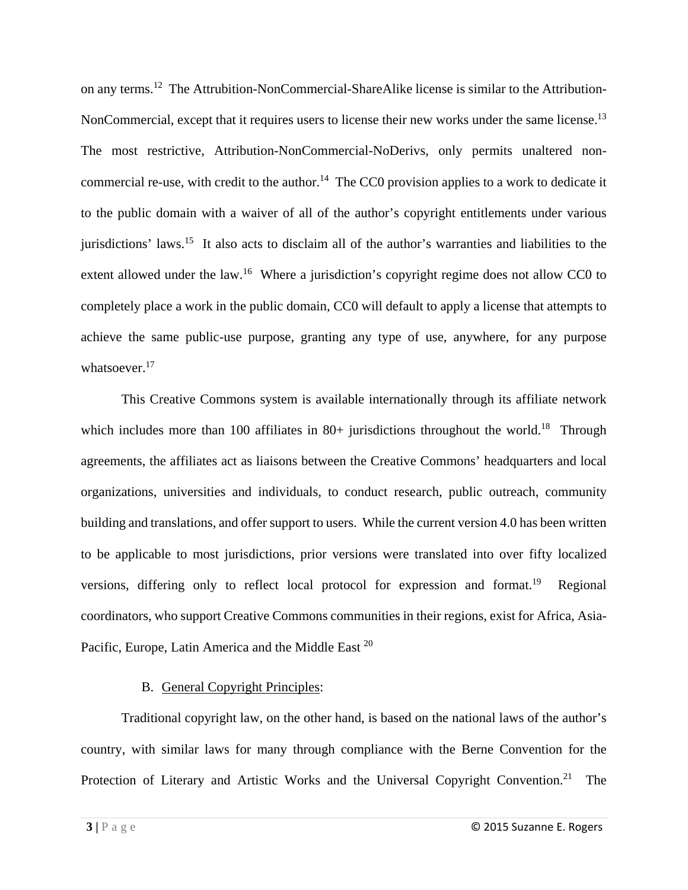on any terms.[12] The Attrubition-NonCommercial-ShareAlike license is similar to the Attribution-NonCommercial, except that it requires users to license their new works under the same license.[13] The most restrictive, Attribution-NonCommercial-NoDerivs, only permits unaltered non-commercial re-use, with credit to the author.[14] The CC0 provision applies to a work to dedicate it to the public domain with a waiver of all of the author's copyright entitlements under various jurisdictions' laws.[15] It also acts to disclaim all of the author's warranties and liabilities to the extent allowed under the law.[16] Where a jurisdiction's copyright regime does not allow CC0 to completely place a work in the public domain, CC0 will default to apply a license that attempts to achieve the same public-use purpose, granting any type of use, anywhere, for any purpose whatsoever.[17]

This Creative Commons system is available internationally through its affiliate network which includes more than 100 affiliates in 80+ jurisdictions throughout the world.[18] Through agreements, the affiliates act as liaisons between the Creative Commons' headquarters and local organizations, universities and individuals, to conduct research, public outreach, community building and translations, and offer support to users. While the current version 4.0 has been written to be applicable to most jurisdictions, prior versions were translated into over fifty localized versions, differing only to reflect local protocol for expression and format.[19] Regional coordinators, who support Creative Commons communities in their regions, exist for Africa, Asia-Pacific, Europe, Latin America and the Middle East [20]

B. <u>General Copyright Principles</u>:

Traditional copyright law, on the other hand, is based on the national laws of the author's country, with similar laws for many through compliance with the Berne Convention for the Protection of Literary and Artistic Works and the Universal Copyright Convention.[21] The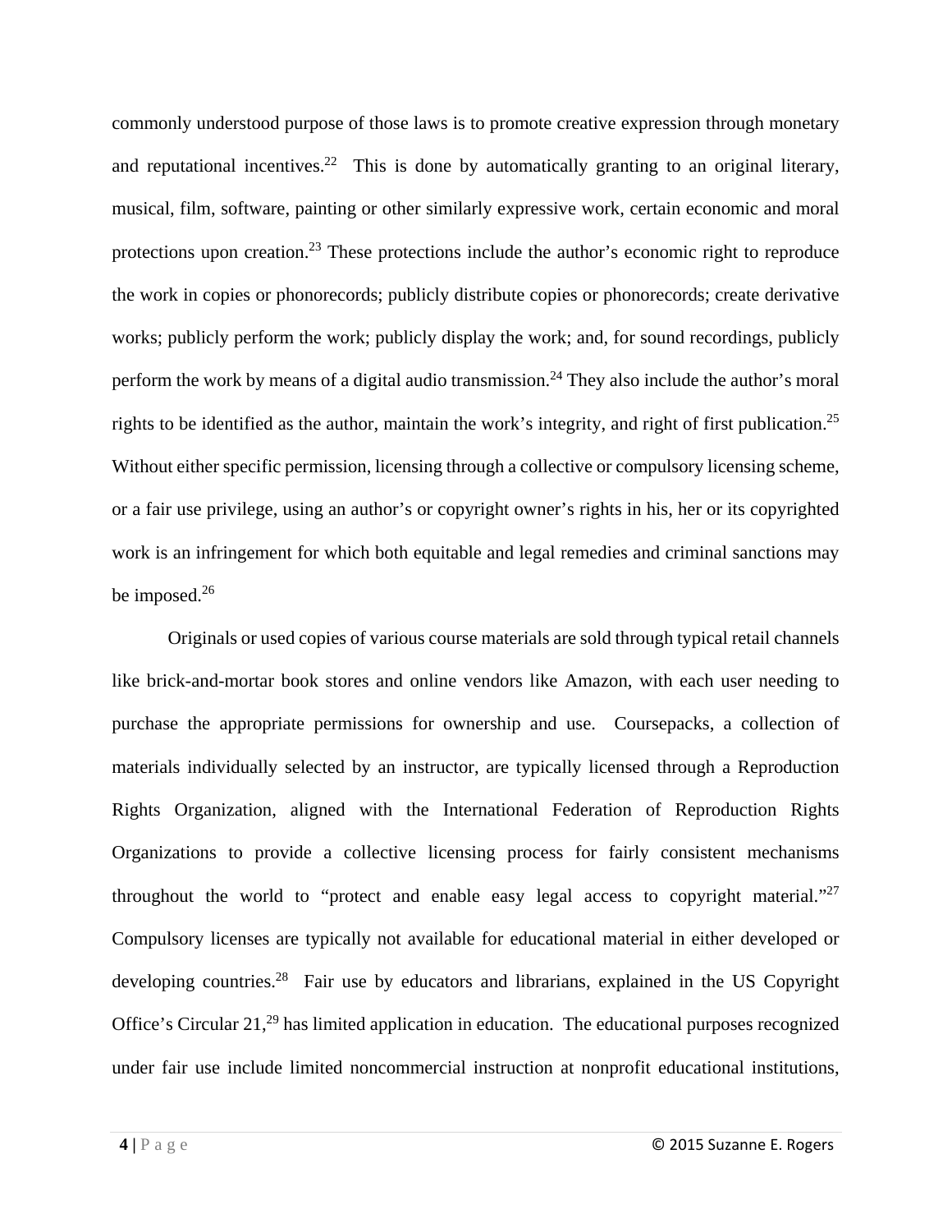commonly understood purpose of those laws is to promote creative expression through monetary and reputational incentives.[22] This is done by automatically granting to an original literary, musical, film, software, painting or other similarly expressive work, certain economic and moral protections upon creation.[23] These protections include the author's economic right to reproduce the work in copies or phonorecords; publicly distribute copies or phonorecords; create derivative works; publicly perform the work; publicly display the work; and, for sound recordings, publicly perform the work by means of a digital audio transmission.[24] They also include the author's moral rights to be identified as the author, maintain the work's integrity, and right of first publication.[25] Without either specific permission, licensing through a collective or compulsory licensing scheme, or a fair use privilege, using an author's or copyright owner's rights in his, her or its copyrighted work is an infringement for which both equitable and legal remedies and criminal sanctions may be imposed.[26]

Originals or used copies of various course materials are sold through typical retail channels like brick-and-mortar book stores and online vendors like Amazon, with each user needing to purchase the appropriate permissions for ownership and use. Coursepacks, a collection of materials individually selected by an instructor, are typically licensed through a Reproduction Rights Organization, aligned with the International Federation of Reproduction Rights Organizations to provide a collective licensing process for fairly consistent mechanisms throughout the world to "protect and enable easy legal access to copyright material."[27] Compulsory licenses are typically not available for educational material in either developed or developing countries.[28] Fair use by educators and librarians, explained in the US Copyright Office's Circular 21,[29] has limited application in education. The educational purposes recognized under fair use include limited noncommercial instruction at nonprofit educational institutions,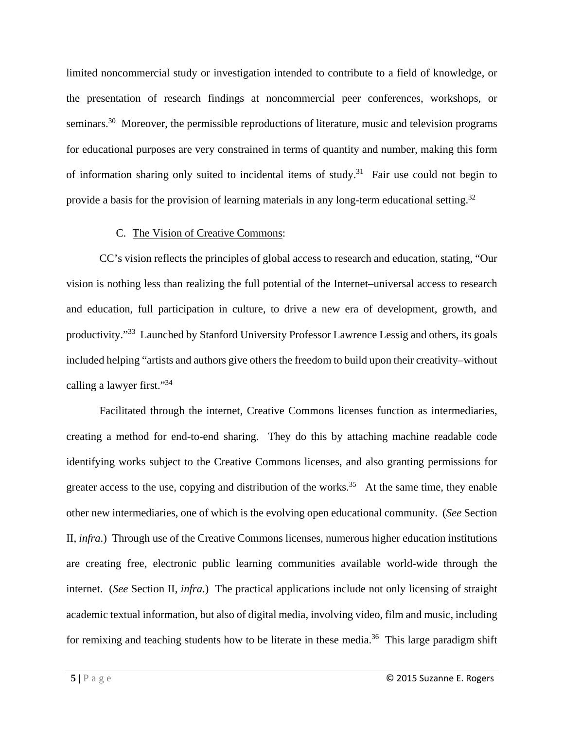limited noncommercial study or investigation intended to contribute to a field of knowledge, or the presentation of research findings at noncommercial peer conferences, workshops, or seminars.[30] Moreover, the permissible reproductions of literature, music and television programs for educational purposes are very constrained in terms of quantity and number, making this form of information sharing only suited to incidental items of study.[31] Fair use could not begin to provide a basis for the provision of learning materials in any long-term educational setting.[32]

### C. The Vision of Creative Commons:

CC's vision reflects the principles of global access to research and education, stating, "Our vision is nothing less than realizing the full potential of the Internet–universal access to research and education, full participation in culture, to drive a new era of development, growth, and productivity."[33] Launched by Stanford University Professor Lawrence Lessig and others, its goals included helping "artists and authors give others the freedom to build upon their creativity–without calling a lawyer first."[34]

Facilitated through the internet, Creative Commons licenses function as intermediaries, creating a method for end-to-end sharing. They do this by attaching machine readable code identifying works subject to the Creative Commons licenses, and also granting permissions for greater access to the use, copying and distribution of the works.[35] At the same time, they enable other new intermediaries, one of which is the evolving open educational community. (*See* Section II, *infra*.) Through use of the Creative Commons licenses, numerous higher education institutions are creating free, electronic public learning communities available world-wide through the internet. (*See* Section II, *infra*.) The practical applications include not only licensing of straight academic textual information, but also of digital media, involving video, film and music, including for remixing and teaching students how to be literate in these media.[36] This large paradigm shift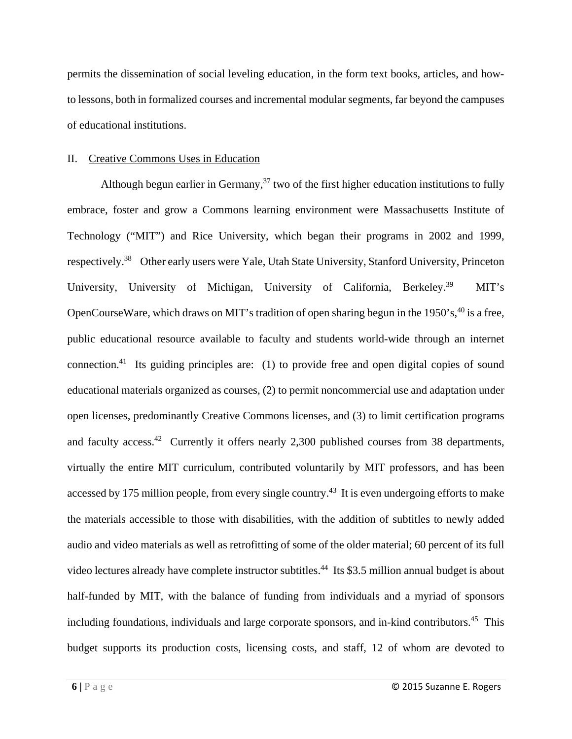permits the dissemination of social leveling education, in the form text books, articles, and how-to lessons, both in formalized courses and incremental modular segments, far beyond the campuses of educational institutions.

## II. Creative Commons Uses in Education

Although begun earlier in Germany,[37] two of the first higher education institutions to fully embrace, foster and grow a Commons learning environment were Massachusetts Institute of Technology ("MIT") and Rice University, which began their programs in 2002 and 1999, respectively.[38] Other early users were Yale, Utah State University, Stanford University, Princeton University, University of Michigan, University of California, Berkeley.[39] MIT's OpenCourseWare, which draws on MIT's tradition of open sharing begun in the 1950's,[40] is a free, public educational resource available to faculty and students world-wide through an internet connection.[41] Its guiding principles are: (1) to provide free and open digital copies of sound educational materials organized as courses, (2) to permit noncommercial use and adaptation under open licenses, predominantly Creative Commons licenses, and (3) to limit certification programs and faculty access.[42] Currently it offers nearly 2,300 published courses from 38 departments, virtually the entire MIT curriculum, contributed voluntarily by MIT professors, and has been accessed by 175 million people, from every single country.[43] It is even undergoing efforts to make the materials accessible to those with disabilities, with the addition of subtitles to newly added audio and video materials as well as retrofitting of some of the older material; 60 percent of its full video lectures already have complete instructor subtitles.[44] Its $3.5 million annual budget is about half-funded by MIT, with the balance of funding from individuals and a myriad of sponsors including foundations, individuals and large corporate sponsors, and in-kind contributors.[45] This budget supports its production costs, licensing costs, and staff, 12 of whom are devoted to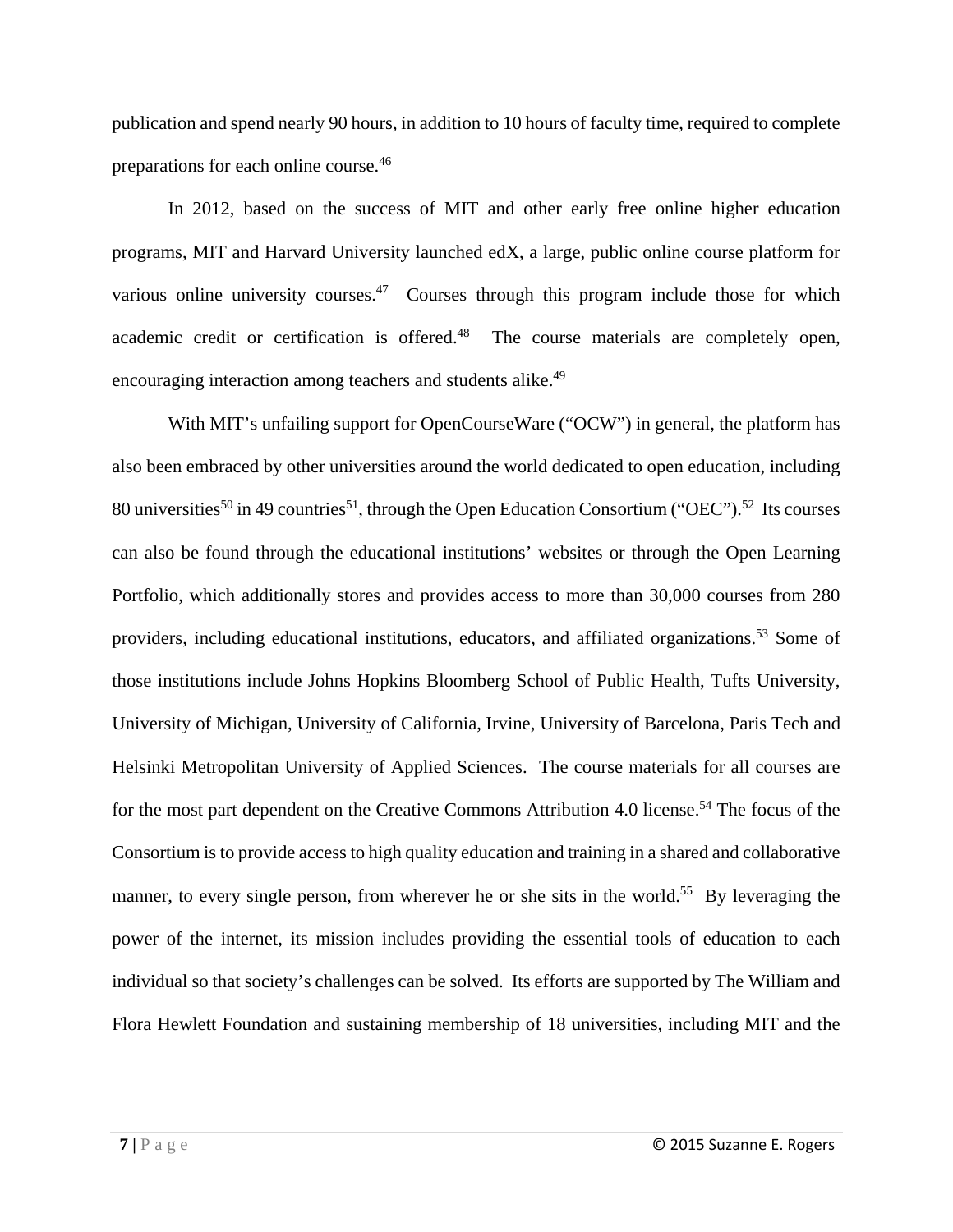publication and spend nearly 90 hours, in addition to 10 hours of faculty time, required to complete preparations for each online course.[46]

In 2012, based on the success of MIT and other early free online higher education programs, MIT and Harvard University launched edX, a large, public online course platform for various online university courses.[47] Courses through this program include those for which academic credit or certification is offered.[48] The course materials are completely open, encouraging interaction among teachers and students alike.[49]

With MIT's unfailing support for OpenCourseWare ("OCW") in general, the platform has also been embraced by other universities around the world dedicated to open education, including 80 universities[50] in 49 countries[51], through the Open Education Consortium ("OEC").[52] Its courses can also be found through the educational institutions' websites or through the Open Learning Portfolio, which additionally stores and provides access to more than 30,000 courses from 280 providers, including educational institutions, educators, and affiliated organizations.[53] Some of those institutions include Johns Hopkins Bloomberg School of Public Health, Tufts University, University of Michigan, University of California, Irvine, University of Barcelona, Paris Tech and Helsinki Metropolitan University of Applied Sciences. The course materials for all courses are for the most part dependent on the Creative Commons Attribution 4.0 license.[54] The focus of the Consortium is to provide access to high quality education and training in a shared and collaborative manner, to every single person, from wherever he or she sits in the world.[55] By leveraging the power of the internet, its mission includes providing the essential tools of education to each individual so that society's challenges can be solved. Its efforts are supported by The William and Flora Hewlett Foundation and sustaining membership of 18 universities, including MIT and the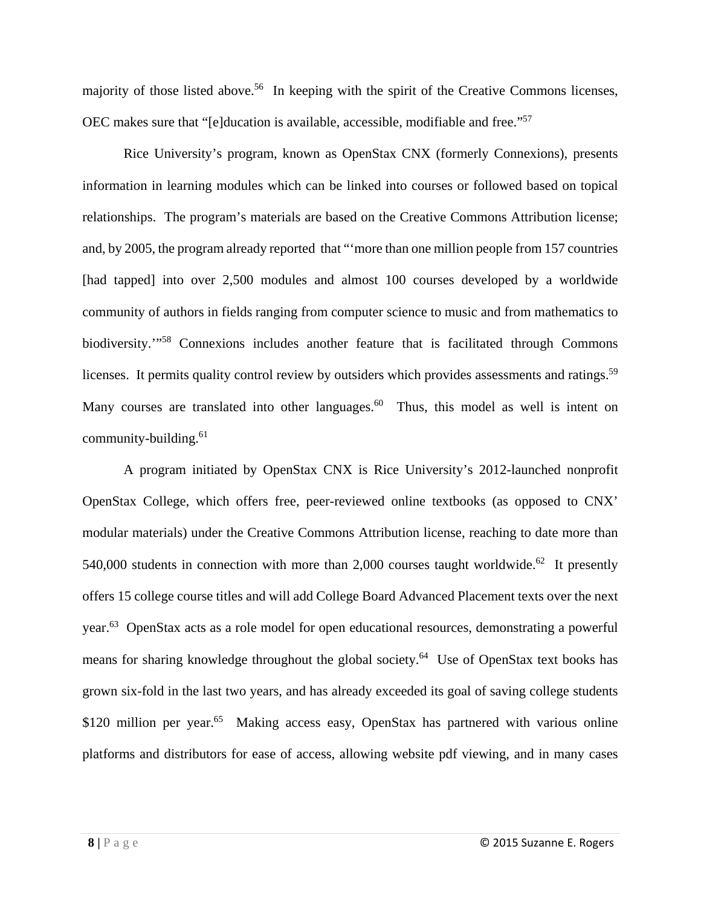majority of those listed above.[56] In keeping with the spirit of the Creative Commons licenses, OEC makes sure that "[e]ducation is available, accessible, modifiable and free."[57]

Rice University's program, known as OpenStax CNX (formerly Connexions), presents information in learning modules which can be linked into courses or followed based on topical relationships. The program's materials are based on the Creative Commons Attribution license; and, by 2005, the program already reported that "'more than one million people from 157 countries [had tapped] into over 2,500 modules and almost 100 courses developed by a worldwide community of authors in fields ranging from computer science to music and from mathematics to biodiversity.'"[58] Connexions includes another feature that is facilitated through Commons licenses. It permits quality control review by outsiders which provides assessments and ratings.[59] Many courses are translated into other languages.[60] Thus, this model as well is intent on community-building.[61]

A program initiated by OpenStax CNX is Rice University's 2012-launched nonprofit OpenStax College, which offers free, peer-reviewed online textbooks (as opposed to CNX' modular materials) under the Creative Commons Attribution license, reaching to date more than 540,000 students in connection with more than 2,000 courses taught worldwide.[62] It presently offers 15 college course titles and will add College Board Advanced Placement texts over the next year.[63] OpenStax acts as a role model for open educational resources, demonstrating a powerful means for sharing knowledge throughout the global society.[64] Use of OpenStax text books has grown six-fold in the last two years, and has already exceeded its goal of saving college students $120 million per year.[65] Making access easy, OpenStax has partnered with various online platforms and distributors for ease of access, allowing website pdf viewing, and in many cases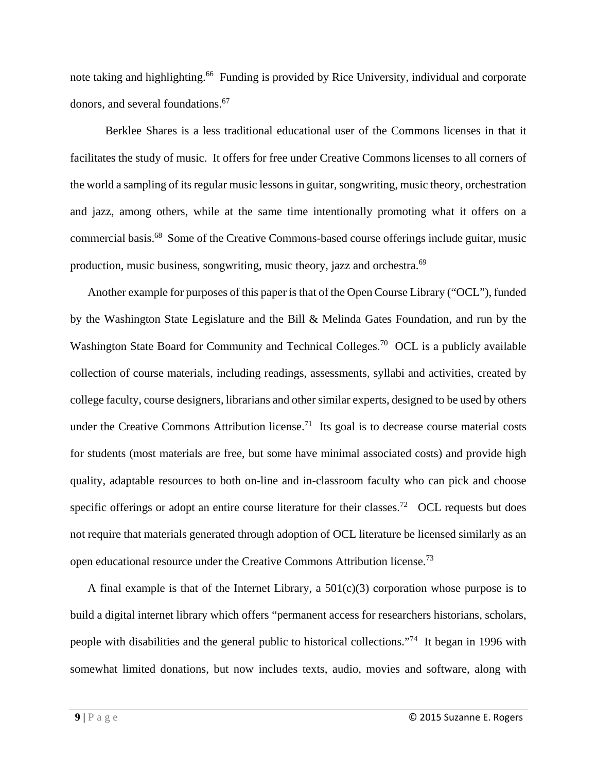note taking and highlighting.[66] Funding is provided by Rice University, individual and corporate donors, and several foundations.[67]

Berklee Shares is a less traditional educational user of the Commons licenses in that it facilitates the study of music. It offers for free under Creative Commons licenses to all corners of the world a sampling of its regular music lessons in guitar, songwriting, music theory, orchestration and jazz, among others, while at the same time intentionally promoting what it offers on a commercial basis.[68] Some of the Creative Commons-based course offerings include guitar, music production, music business, songwriting, music theory, jazz and orchestra.[69]

Another example for purposes of this paper is that of the Open Course Library ("OCL"), funded by the Washington State Legislature and the Bill & Melinda Gates Foundation, and run by the Washington State Board for Community and Technical Colleges.[70] OCL is a publicly available collection of course materials, including readings, assessments, syllabi and activities, created by college faculty, course designers, librarians and other similar experts, designed to be used by others under the Creative Commons Attribution license.[71] Its goal is to decrease course material costs for students (most materials are free, but some have minimal associated costs) and provide high quality, adaptable resources to both on-line and in-classroom faculty who can pick and choose specific offerings or adopt an entire course literature for their classes.[72] OCL requests but does not require that materials generated through adoption of OCL literature be licensed similarly as an open educational resource under the Creative Commons Attribution license.[73]

A final example is that of the Internet Library, a 501(c)(3) corporation whose purpose is to build a digital internet library which offers "permanent access for researchers historians, scholars, people with disabilities and the general public to historical collections."[74] It began in 1996 with somewhat limited donations, but now includes texts, audio, movies and software, along with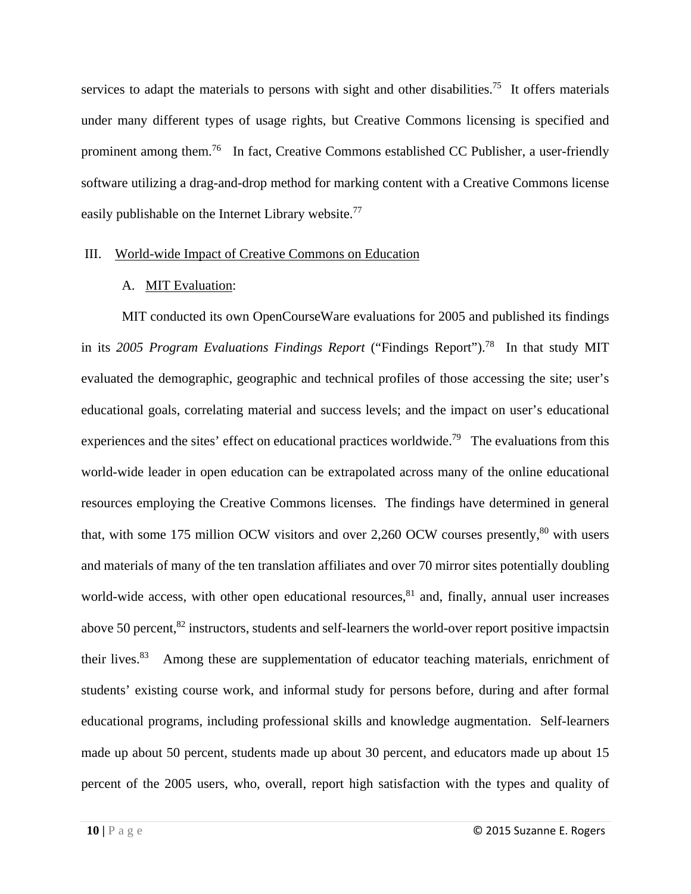services to adapt the materials to persons with sight and other disabilities.[75] It offers materials under many different types of usage rights, but Creative Commons licensing is specified and prominent among them.[76] In fact, Creative Commons established CC Publisher, a user-friendly software utilizing a drag-and-drop method for marking content with a Creative Commons license easily publishable on the Internet Library website.[77]

## III. World-wide Impact of Creative Commons on Education

### A. MIT Evaluation:

MIT conducted its own OpenCourseWare evaluations for 2005 and published its findings in its *2005 Program Evaluations Findings Report* ("Findings Report").[78] In that study MIT evaluated the demographic, geographic and technical profiles of those accessing the site; user's educational goals, correlating material and success levels; and the impact on user's educational experiences and the sites' effect on educational practices worldwide.[79] The evaluations from this world-wide leader in open education can be extrapolated across many of the online educational resources employing the Creative Commons licenses. The findings have determined in general that, with some 175 million OCW visitors and over 2,260 OCW courses presently,[80] with users and materials of many of the ten translation affiliates and over 70 mirror sites potentially doubling world-wide access, with other open educational resources,[81] and, finally, annual user increases above 50 percent,[82] instructors, students and self-learners the world-over report positive impactsin their lives.[83] Among these are supplementation of educator teaching materials, enrichment of students' existing course work, and informal study for persons before, during and after formal educational programs, including professional skills and knowledge augmentation. Self-learners made up about 50 percent, students made up about 30 percent, and educators made up about 15 percent of the 2005 users, who, overall, report high satisfaction with the types and quality of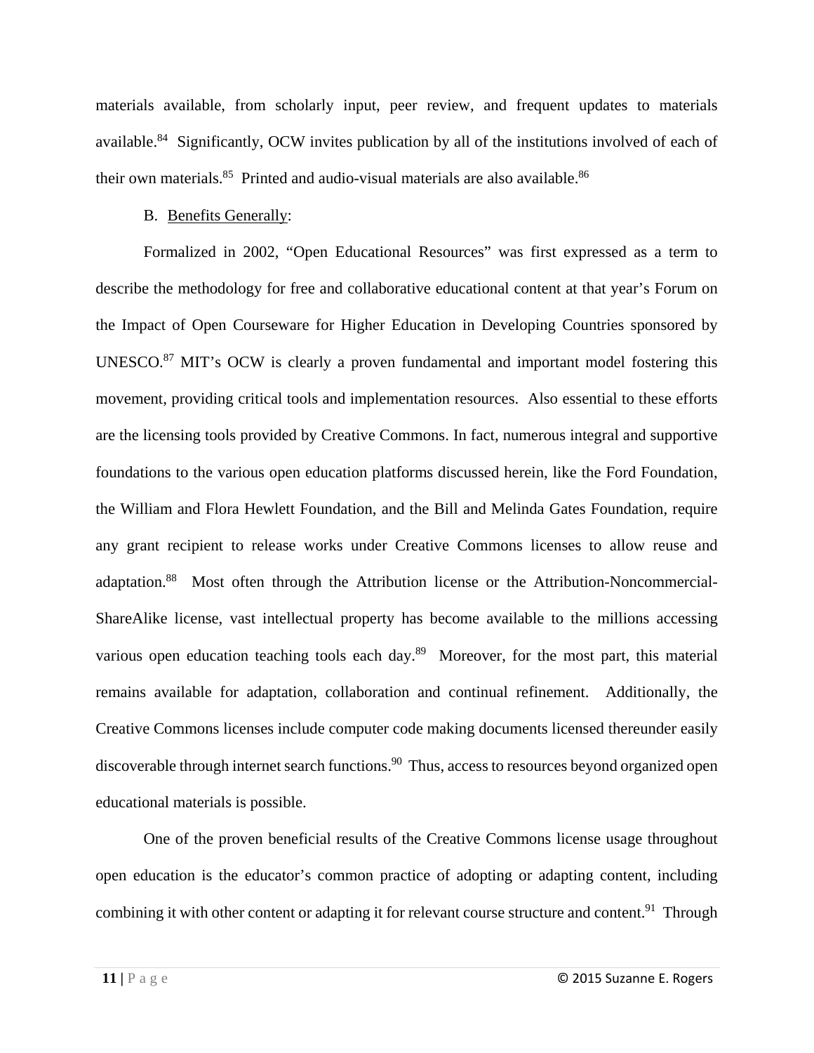materials available, from scholarly input, peer review, and frequent updates to materials available.[84] Significantly, OCW invites publication by all of the institutions involved of each of their own materials.[85] Printed and audio-visual materials are also available.[86]

B. Benefits Generally:

Formalized in 2002, "Open Educational Resources" was first expressed as a term to describe the methodology for free and collaborative educational content at that year's Forum on the Impact of Open Courseware for Higher Education in Developing Countries sponsored by UNESCO.[87] MIT's OCW is clearly a proven fundamental and important model fostering this movement, providing critical tools and implementation resources. Also essential to these efforts are the licensing tools provided by Creative Commons. In fact, numerous integral and supportive foundations to the various open education platforms discussed herein, like the Ford Foundation, the William and Flora Hewlett Foundation, and the Bill and Melinda Gates Foundation, require any grant recipient to release works under Creative Commons licenses to allow reuse and adaptation.[88] Most often through the Attribution license or the Attribution-Noncommercial-ShareAlike license, vast intellectual property has become available to the millions accessing various open education teaching tools each day.[89] Moreover, for the most part, this material remains available for adaptation, collaboration and continual refinement. Additionally, the Creative Commons licenses include computer code making documents licensed thereunder easily discoverable through internet search functions.[90] Thus, access to resources beyond organized open educational materials is possible.

One of the proven beneficial results of the Creative Commons license usage throughout open education is the educator's common practice of adopting or adapting content, including combining it with other content or adapting it for relevant course structure and content.[91] Through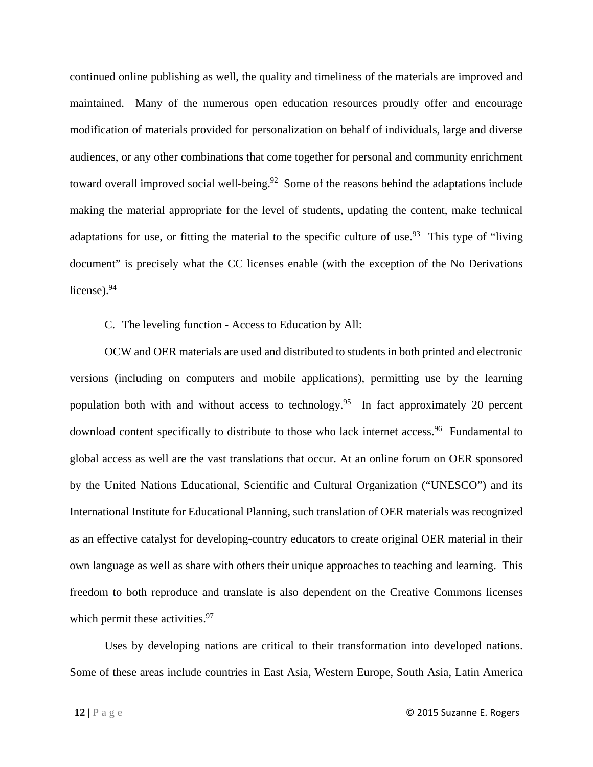continued online publishing as well, the quality and timeliness of the materials are improved and maintained. Many of the numerous open education resources proudly offer and encourage modification of materials provided for personalization on behalf of individuals, large and diverse audiences, or any other combinations that come together for personal and community enrichment toward overall improved social well-being.[92] Some of the reasons behind the adaptations include making the material appropriate for the level of students, updating the content, make technical adaptations for use, or fitting the material to the specific culture of use.[93] This type of "living document" is precisely what the CC licenses enable (with the exception of the No Derivations license).[94]

C. <u>The leveling function - Access to Education by All</u>:

OCW and OER materials are used and distributed to students in both printed and electronic versions (including on computers and mobile applications), permitting use by the learning population both with and without access to technology.[95] In fact approximately 20 percent download content specifically to distribute to those who lack internet access.[96] Fundamental to global access as well are the vast translations that occur. At an online forum on OER sponsored by the United Nations Educational, Scientific and Cultural Organization ("UNESCO") and its International Institute for Educational Planning, such translation of OER materials was recognized as an effective catalyst for developing-country educators to create original OER material in their own language as well as share with others their unique approaches to teaching and learning. This freedom to both reproduce and translate is also dependent on the Creative Commons licenses which permit these activities.[97]

Uses by developing nations are critical to their transformation into developed nations. Some of these areas include countries in East Asia, Western Europe, South Asia, Latin America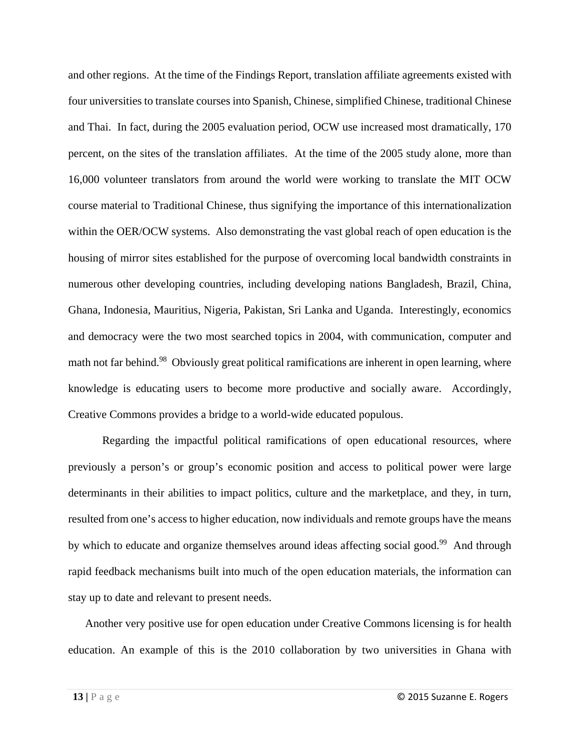and other regions.  At the time of the Findings Report, translation affiliate agreements existed with four universities to translate courses into Spanish, Chinese, simplified Chinese, traditional Chinese and Thai.  In fact, during the 2005 evaluation period, OCW use increased most dramatically, 170 percent, on the sites of the translation affiliates.  At the time of the 2005 study alone, more than 16,000 volunteer translators from around the world were working to translate the MIT OCW course material to Traditional Chinese, thus signifying the importance of this internationalization within the OER/OCW systems.  Also demonstrating the vast global reach of open education is the housing of mirror sites established for the purpose of overcoming local bandwidth constraints in numerous other developing countries, including developing nations Bangladesh, Brazil, China, Ghana, Indonesia, Mauritius, Nigeria, Pakistan, Sri Lanka and Uganda.  Interestingly, economics and democracy were the two most searched topics in 2004, with communication, computer and math not far behind.[98]  Obviously great political ramifications are inherent in open learning, where knowledge is educating users to become more productive and socially aware.  Accordingly, Creative Commons provides a bridge to a world-wide educated populous.

Regarding the impactful political ramifications of open educational resources, where previously a person's or group's economic position and access to political power were large determinants in their abilities to impact politics, culture and the marketplace, and they, in turn, resulted from one's access to higher education, now individuals and remote groups have the means by which to educate and organize themselves around ideas affecting social good.[99]  And through rapid feedback mechanisms built into much of the open education materials, the information can stay up to date and relevant to present needs.

Another very positive use for open education under Creative Commons licensing is for health education. An example of this is the 2010 collaboration by two universities in Ghana with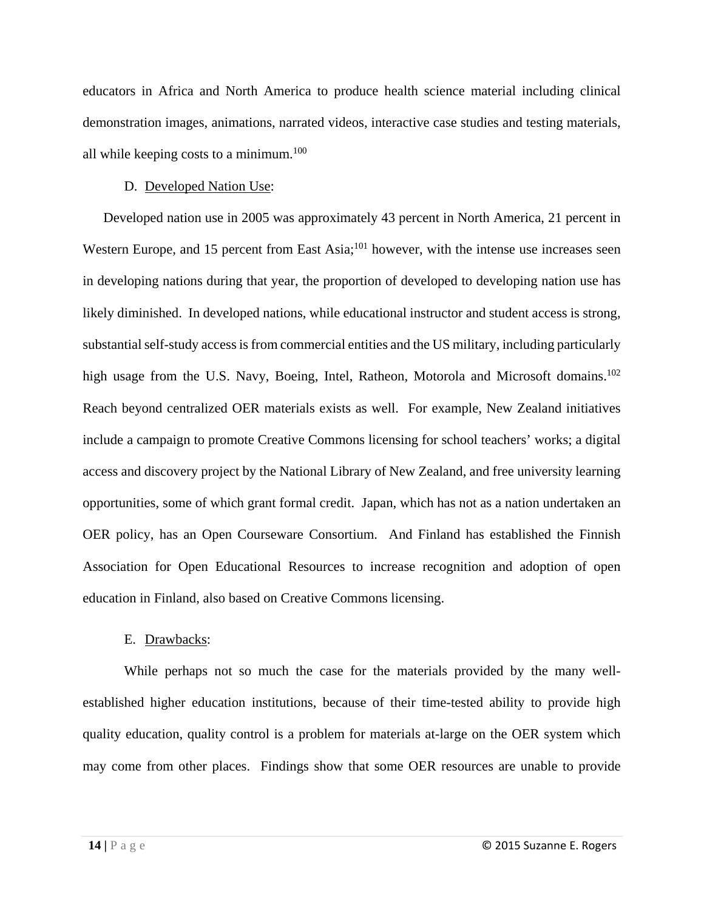educators in Africa and North America to produce health science material including clinical demonstration images, animations, narrated videos, interactive case studies and testing materials, all while keeping costs to a minimum.[100]

D. Developed Nation Use:

Developed nation use in 2005 was approximately 43 percent in North America, 21 percent in Western Europe, and 15 percent from East Asia;[101] however, with the intense use increases seen in developing nations during that year, the proportion of developed to developing nation use has likely diminished. In developed nations, while educational instructor and student access is strong, substantial self-study access is from commercial entities and the US military, including particularly high usage from the U.S. Navy, Boeing, Intel, Ratheon, Motorola and Microsoft domains.[102] Reach beyond centralized OER materials exists as well. For example, New Zealand initiatives include a campaign to promote Creative Commons licensing for school teachers' works; a digital access and discovery project by the National Library of New Zealand, and free university learning opportunities, some of which grant formal credit. Japan, which has not as a nation undertaken an OER policy, has an Open Courseware Consortium. And Finland has established the Finnish Association for Open Educational Resources to increase recognition and adoption of open education in Finland, also based on Creative Commons licensing.

E. Drawbacks:

While perhaps not so much the case for the materials provided by the many well-established higher education institutions, because of their time-tested ability to provide high quality education, quality control is a problem for materials at-large on the OER system which may come from other places. Findings show that some OER resources are unable to provide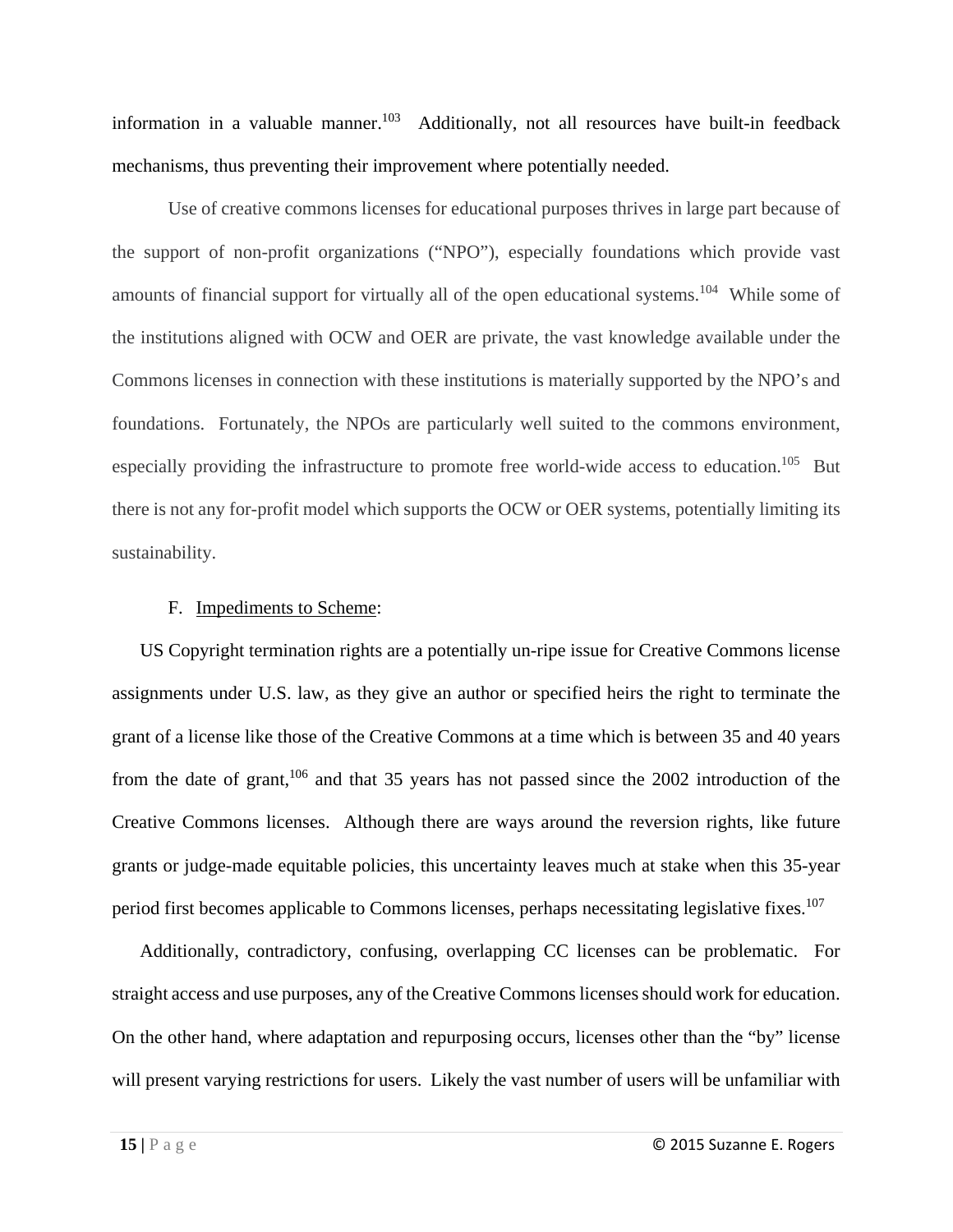information in a valuable manner.[103] Additionally, not all resources have built-in feedback mechanisms, thus preventing their improvement where potentially needed.

Use of creative commons licenses for educational purposes thrives in large part because of the support of non-profit organizations ("NPO"), especially foundations which provide vast amounts of financial support for virtually all of the open educational systems.[104] While some of the institutions aligned with OCW and OER are private, the vast knowledge available under the Commons licenses in connection with these institutions is materially supported by the NPO's and foundations. Fortunately, the NPOs are particularly well suited to the commons environment, especially providing the infrastructure to promote free world-wide access to education.[105] But there is not any for-profit model which supports the OCW or OER systems, potentially limiting its sustainability.

F. Impediments to Scheme:

US Copyright termination rights are a potentially un-ripe issue for Creative Commons license assignments under U.S. law, as they give an author or specified heirs the right to terminate the grant of a license like those of the Creative Commons at a time which is between 35 and 40 years from the date of grant,[106] and that 35 years has not passed since the 2002 introduction of the Creative Commons licenses. Although there are ways around the reversion rights, like future grants or judge-made equitable policies, this uncertainty leaves much at stake when this 35-year period first becomes applicable to Commons licenses, perhaps necessitating legislative fixes.[107]

Additionally, contradictory, confusing, overlapping CC licenses can be problematic. For straight access and use purposes, any of the Creative Commons licenses should work for education. On the other hand, where adaptation and repurposing occurs, licenses other than the "by" license will present varying restrictions for users. Likely the vast number of users will be unfamiliar with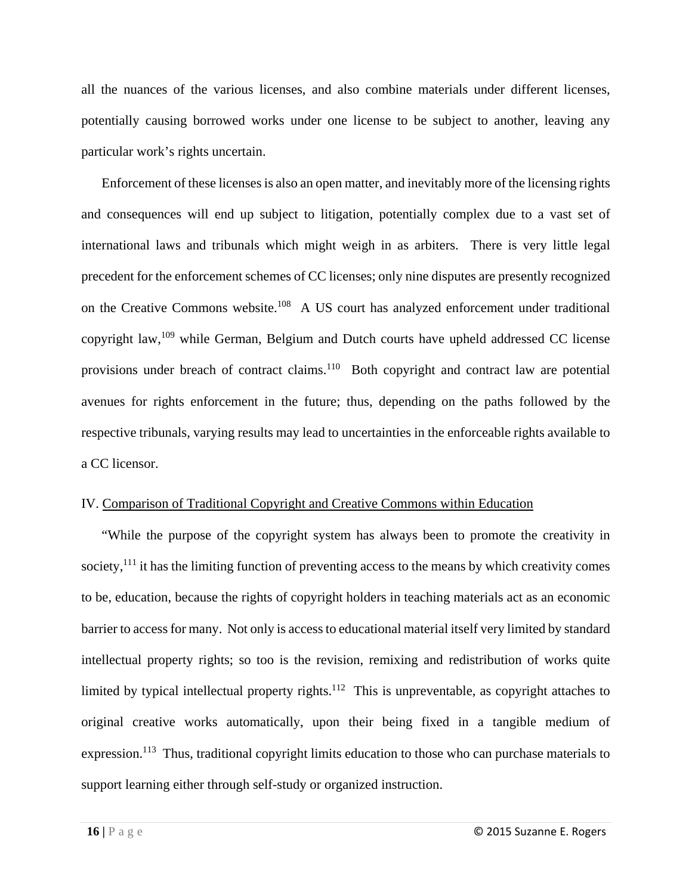all the nuances of the various licenses, and also combine materials under different licenses, potentially causing borrowed works under one license to be subject to another, leaving any particular work's rights uncertain.

Enforcement of these licenses is also an open matter, and inevitably more of the licensing rights and consequences will end up subject to litigation, potentially complex due to a vast set of international laws and tribunals which might weigh in as arbiters. There is very little legal precedent for the enforcement schemes of CC licenses; only nine disputes are presently recognized on the Creative Commons website.[108] A US court has analyzed enforcement under traditional copyright law,[109] while German, Belgium and Dutch courts have upheld addressed CC license provisions under breach of contract claims.[110] Both copyright and contract law are potential avenues for rights enforcement in the future; thus, depending on the paths followed by the respective tribunals, varying results may lead to uncertainties in the enforceable rights available to a CC licensor.

## IV. Comparison of Traditional Copyright and Creative Commons within Education

"While the purpose of the copyright system has always been to promote the creativity in society,[111] it has the limiting function of preventing access to the means by which creativity comes to be, education, because the rights of copyright holders in teaching materials act as an economic barrier to access for many. Not only is access to educational material itself very limited by standard intellectual property rights; so too is the revision, remixing and redistribution of works quite limited by typical intellectual property rights.[112] This is unpreventable, as copyright attaches to original creative works automatically, upon their being fixed in a tangible medium of expression.[113] Thus, traditional copyright limits education to those who can purchase materials to support learning either through self-study or organized instruction.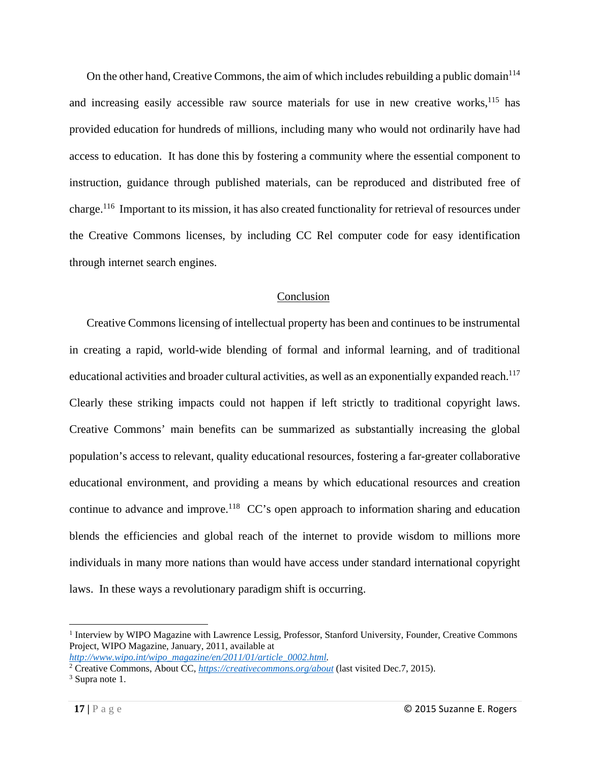On the other hand, Creative Commons, the aim of which includes rebuilding a public domain[114] and increasing easily accessible raw source materials for use in new creative works,[115] has provided education for hundreds of millions, including many who would not ordinarily have had access to education. It has done this by fostering a community where the essential component to instruction, guidance through published materials, can be reproduced and distributed free of charge.[116] Important to its mission, it has also created functionality for retrieval of resources under the Creative Commons licenses, by including CC Rel computer code for easy identification through internet search engines.

## Conclusion

Creative Commons licensing of intellectual property has been and continues to be instrumental in creating a rapid, world-wide blending of formal and informal learning, and of traditional educational activities and broader cultural activities, as well as an exponentially expanded reach.[117] Clearly these striking impacts could not happen if left strictly to traditional copyright laws. Creative Commons' main benefits can be summarized as substantially increasing the global population's access to relevant, quality educational resources, fostering a far-greater collaborative educational environment, and providing a means by which educational resources and creation continue to advance and improve.[118] CC's open approach to information sharing and education blends the efficiencies and global reach of the internet to provide wisdom to millions more individuals in many more nations than would have access under standard international copyright laws. In these ways a revolutionary paradigm shift is occurring.

---

[1] Interview by WIPO Magazine with Lawrence Lessig, Professor, Stanford University, Founder, Creative Commons Project, WIPO Magazine, January, 2011, available at *http://www.wipo.int/wipo_magazine/en/2011/01/article_0002.html*.

[2] Creative Commons, About CC, *https://creativecommons.org/about* (last visited Dec.7, 2015).

[3] Supra note 1.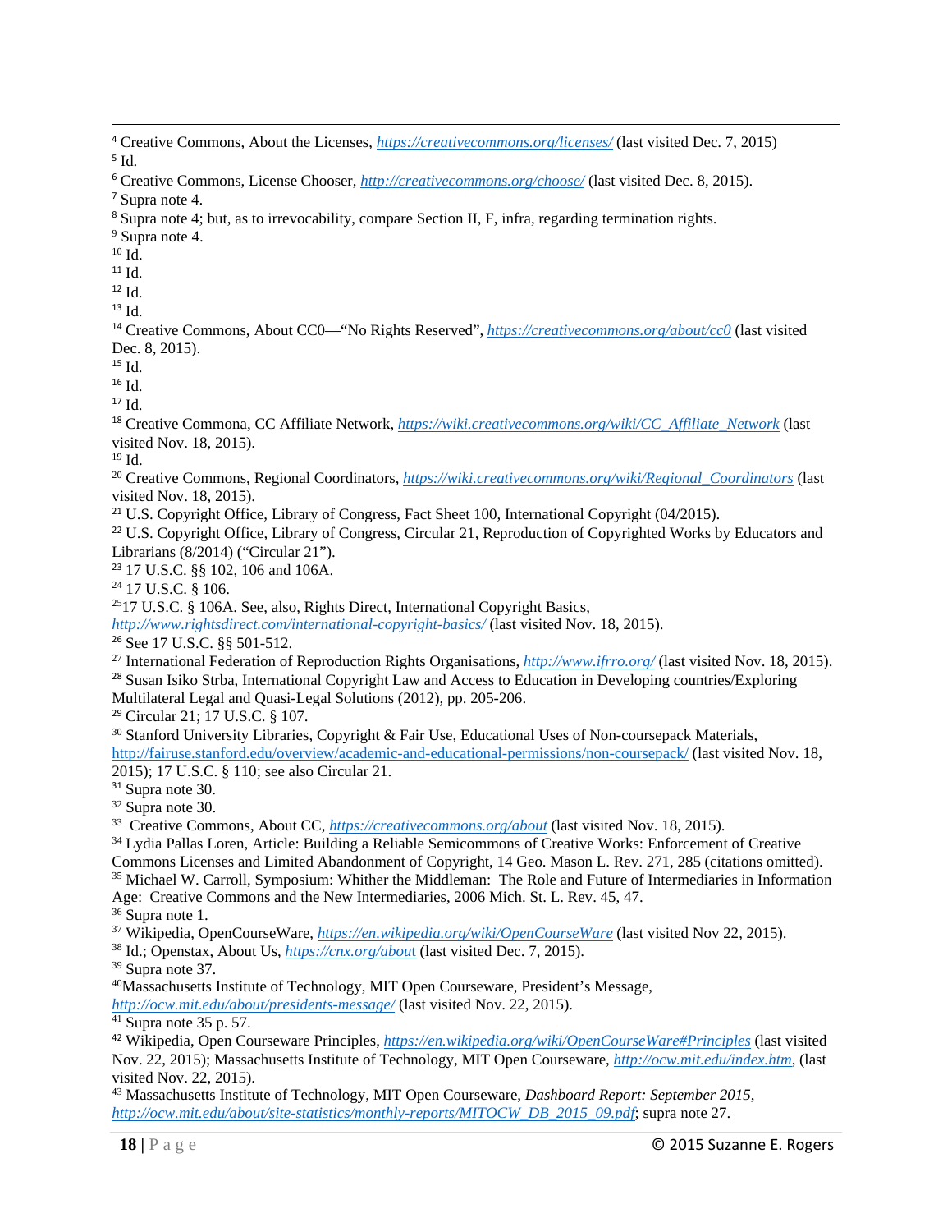[4] Creative Commons, About the Licenses, *https://creativecommons.org/licenses/* (last visited Dec. 7, 2015)
[5] Id.
[6] Creative Commons, License Chooser, *http://creativecommons.org/choose/* (last visited Dec. 8, 2015).
[7] Supra note 4.
[8] Supra note 4; but, as to irrevocability, compare Section II, F, infra, regarding termination rights.
[9] Supra note 4.
[10] Id.
[11] Id.
[12] Id.
[13] Id.
[14] Creative Commons, About CC0—"No Rights Reserved", *https://creativecommons.org/about/cc0* (last visited Dec. 8, 2015).
[15] Id.
[16] Id.
[17] Id.
[18] Creative Commona, CC Affiliate Network, *https://wiki.creativecommons.org/wiki/CC_Affiliate_Network* (last visited Nov. 18, 2015).
[19] Id.
[20] Creative Commons, Regional Coordinators, *https://wiki.creativecommons.org/wiki/Regional_Coordinators* (last visited Nov. 18, 2015).
[21] U.S. Copyright Office, Library of Congress, Fact Sheet 100, International Copyright (04/2015).
[22] U.S. Copyright Office, Library of Congress, Circular 21, Reproduction of Copyrighted Works by Educators and Librarians (8/2014) ("Circular 21").
[23] 17 U.S.C. §§ 102, 106 and 106A.
[24] 17 U.S.C. § 106.
[25] 17 U.S.C. § 106A. See, also, Rights Direct, International Copyright Basics, *http://www.rightsdirect.com/international-copyright-basics/* (last visited Nov. 18, 2015).
[26] See 17 U.S.C. §§ 501-512.
[27] International Federation of Reproduction Rights Organisations, *http://www.ifrro.org/* (last visited Nov. 18, 2015).
[28] Susan Isiko Strba, International Copyright Law and Access to Education in Developing countries/Exploring Multilateral Legal and Quasi-Legal Solutions (2012), pp. 205-206.
[29] Circular 21; 17 U.S.C. § 107.
[30] Stanford University Libraries, Copyright & Fair Use, Educational Uses of Non-coursepack Materials, http://fairuse.stanford.edu/overview/academic-and-educational-permissions/non-coursepack/ (last visited Nov. 18, 2015); 17 U.S.C. § 110; see also Circular 21.
[31] Supra note 30.
[32] Supra note 30.
[33] Creative Commons, About CC, *https://creativecommons.org/about* (last visited Nov. 18, 2015).
[34] Lydia Pallas Loren, Article: Building a Reliable Semicommons of Creative Works: Enforcement of Creative Commons Licenses and Limited Abandonment of Copyright, 14 Geo. Mason L. Rev. 271, 285 (citations omitted).
[35] Michael W. Carroll, Symposium: Whither the Middleman: The Role and Future of Intermediaries in Information Age: Creative Commons and the New Intermediaries, 2006 Mich. St. L. Rev. 45, 47.
[36] Supra note 1.
[37] Wikipedia, OpenCourseWare, *https://en.wikipedia.org/wiki/OpenCourseWare* (last visited Nov 22, 2015).
[38] Id.; Openstax, About Us, *https://cnx.org/about* (last visited Dec. 7, 2015).
[39] Supra note 37.
[40] Massachusetts Institute of Technology, MIT Open Courseware, President's Message, *http://ocw.mit.edu/about/presidents-message/* (last visited Nov. 22, 2015).
[41] Supra note 35 p. 57.
[42] Wikipedia, Open Courseware Principles, *https://en.wikipedia.org/wiki/OpenCourseWare#Principles* (last visited Nov. 22, 2015); Massachusetts Institute of Technology, MIT Open Courseware, *http://ocw.mit.edu/index.htm*, (last visited Nov. 22, 2015).
[43] Massachusetts Institute of Technology, MIT Open Courseware, *Dashboard Report: September 2015*, *http://ocw.mit.edu/about/site-statistics/monthly-reports/MITOCW_DB_2015_09.pdf*; supra note 27.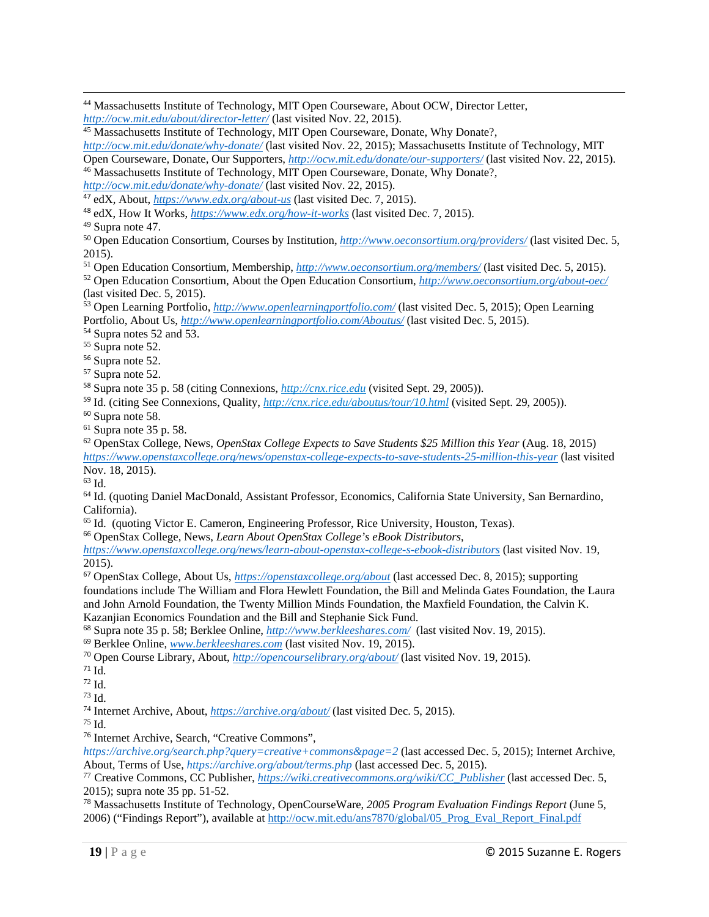[44] Massachusetts Institute of Technology, MIT Open Courseware, About OCW, Director Letter, *http://ocw.mit.edu/about/director-letter/* (last visited Nov. 22, 2015).

[45] Massachusetts Institute of Technology, MIT Open Courseware, Donate, Why Donate?, *http://ocw.mit.edu/donate/why-donate/* (last visited Nov. 22, 2015); Massachusetts Institute of Technology, MIT Open Courseware, Donate, Our Supporters, *http://ocw.mit.edu/donate/our-supporters/* (last visited Nov. 22, 2015).

[46] Massachusetts Institute of Technology, MIT Open Courseware, Donate, Why Donate?, *http://ocw.mit.edu/donate/why-donate/* (last visited Nov. 22, 2015).

[47] edX, About, *https://www.edx.org/about-us* (last visited Dec. 7, 2015).

[48] edX, How It Works, *https://www.edx.org/how-it-works* (last visited Dec. 7, 2015).

[49] Supra note 47.

[50] Open Education Consortium, Courses by Institution, *http://www.oeconsortium.org/providers/* (last visited Dec. 5, 2015).

[51] Open Education Consortium, Membership, *http://www.oeconsortium.org/members/* (last visited Dec. 5, 2015).

[52] Open Education Consortium, About the Open Education Consortium, *http://www.oeconsortium.org/about-oec/* (last visited Dec. 5, 2015).

[53] Open Learning Portfolio, *http://www.openlearningportfolio.com/* (last visited Dec. 5, 2015); Open Learning Portfolio, About Us, *http://www.openlearningportfolio.com/Aboutus/* (last visited Dec. 5, 2015).

[54] Supra notes 52 and 53.

[55] Supra note 52.

[56] Supra note 52.

[57] Supra note 52.

[58] Supra note 35 p. 58 (citing Connexions, *http://cnx.rice.edu* (visited Sept. 29, 2005)).

[59] Id. (citing See Connexions, Quality, *http://cnx.rice.edu/aboutus/tour/10.html* (visited Sept. 29, 2005)).

[60] Supra note 58.

[61] Supra note 35 p. 58.

[62] OpenStax College, News, *OpenStax College Expects to Save Students $25 Million this Year* (Aug. 18, 2015) *https://www.openstaxcollege.org/news/openstax-college-expects-to-save-students-25-million-this-year* (last visited Nov. 18, 2015).

[63] Id.

[64] Id. (quoting Daniel MacDonald, Assistant Professor, Economics, California State University, San Bernardino, California).

[65] Id. (quoting Victor E. Cameron, Engineering Professor, Rice University, Houston, Texas).

[66] OpenStax College, News, *Learn About OpenStax College's eBook Distributors*, *https://www.openstaxcollege.org/news/learn-about-openstax-college-s-ebook-distributors* (last visited Nov. 19, 2015).

[67] OpenStax College, About Us, *https://openstaxcollege.org/about* (last accessed Dec. 8, 2015); supporting foundations include The William and Flora Hewlett Foundation, the Bill and Melinda Gates Foundation, the Laura and John Arnold Foundation, the Twenty Million Minds Foundation, the Maxfield Foundation, the Calvin K. Kazanjian Economics Foundation and the Bill and Stephanie Sick Fund.

[68] Supra note 35 p. 58; Berklee Online, *http://www.berkleeshares.com/* (last visited Nov. 19, 2015).

[69] Berklee Online, *www.berkleeshares.com* (last visited Nov. 19, 2015).

[70] Open Course Library, About, *http://opencourselibrary.org/about/* (last visited Nov. 19, 2015).

[71] Id.

[72] Id.

[73] Id.

[74] Internet Archive, About, *https://archive.org/about/* (last visited Dec. 5, 2015).

[75] Id.

[76] Internet Archive, Search, "Creative Commons", *https://archive.org/search.php?query=creative+commons&page=2* (last accessed Dec. 5, 2015); Internet Archive, About, Terms of Use, *https://archive.org/about/terms.php* (last accessed Dec. 5, 2015).

[77] Creative Commons, CC Publisher, *https://wiki.creativecommons.org/wiki/CC_Publisher* (last accessed Dec. 5, 2015); supra note 35 pp. 51-52.

[78] Massachusetts Institute of Technology, OpenCourseWare, *2005 Program Evaluation Findings Report* (June 5, 2006) ("Findings Report"), available at http://ocw.mit.edu/ans7870/global/05_Prog_Eval_Report_Final.pdf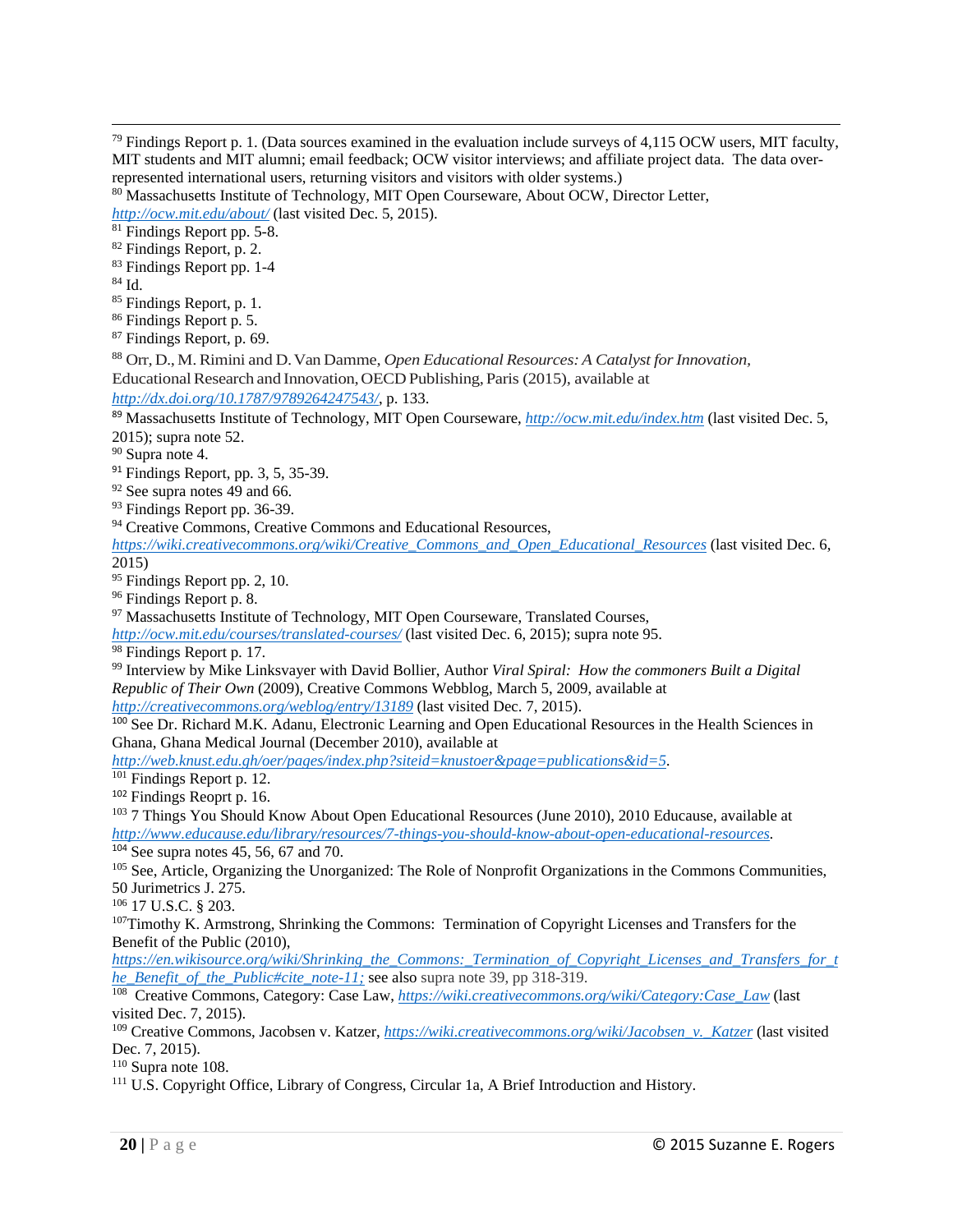[79] Findings Report p. 1. (Data sources examined in the evaluation include surveys of 4,115 OCW users, MIT faculty, MIT students and MIT alumni; email feedback; OCW visitor interviews; and affiliate project data. The data over-represented international users, returning visitors and visitors with older systems.)

[80] Massachusetts Institute of Technology, MIT Open Courseware, About OCW, Director Letter, http://ocw.mit.edu/about/ (last visited Dec. 5, 2015).

[81] Findings Report pp. 5-8.

[82] Findings Report, p. 2.

[83] Findings Report pp. 1-4

[84] Id.

[85] Findings Report, p. 1.

[86] Findings Report p. 5.

[87] Findings Report, p. 69.

[88] Orr, D., M. Rimini and D. Van Damme, *Open Educational Resources: A Catalyst for Innovation*, Educational Research and Innovation, OECD Publishing, Paris (2015), available at http://dx.doi.org/10.1787/9789264247543/, p. 133.

[89] Massachusetts Institute of Technology, MIT Open Courseware, http://ocw.mit.edu/index.htm (last visited Dec. 5, 2015); supra note 52.

[90] Supra note 4.

[91] Findings Report, pp. 3, 5, 35-39.

[92] See supra notes 49 and 66.

[93] Findings Report pp. 36-39.

[94] Creative Commons, Creative Commons and Educational Resources, https://wiki.creativecommons.org/wiki/Creative_Commons_and_Open_Educational_Resources (last visited Dec. 6, 2015)

[95] Findings Report pp. 2, 10.

[96] Findings Report p. 8.

[97] Massachusetts Institute of Technology, MIT Open Courseware, Translated Courses, http://ocw.mit.edu/courses/translated-courses/ (last visited Dec. 6, 2015); supra note 95.

[98] Findings Report p. 17.

[99] Interview by Mike Linksvayer with David Bollier, Author *Viral Spiral: How the commoners Built a Digital Republic of Their Own* (2009), Creative Commons Webblog, March 5, 2009, available at http://creativecommons.org/weblog/entry/13189 (last visited Dec. 7, 2015).

[100] See Dr. Richard M.K. Adanu, Electronic Learning and Open Educational Resources in the Health Sciences in Ghana, Ghana Medical Journal (December 2010), available at http://web.knust.edu.gh/oer/pages/index.php?siteid=knustoer&page=publications&id=5.

[101] Findings Report p. 12.

[102] Findings Reoprt p. 16.

[103] 7 Things You Should Know About Open Educational Resources (June 2010), 2010 Educause, available at http://www.educause.edu/library/resources/7-things-you-should-know-about-open-educational-resources.

[104] See supra notes 45, 56, 67 and 70.

[105] See, Article, Organizing the Unorganized: The Role of Nonprofit Organizations in the Commons Communities, 50 Jurimetrics J. 275.

[106] 17 U.S.C. § 203.

[107] Timothy K. Armstrong, Shrinking the Commons: Termination of Copyright Licenses and Transfers for the Benefit of the Public (2010), https://en.wikisource.org/wiki/Shrinking_the_Commons:_Termination_of_Copyright_Licenses_and_Transfers_for_the_Benefit_of_the_Public#cite_note-11; see also supra note 39, pp 318-319.

[108] Creative Commons, Category: Case Law, https://wiki.creativecommons.org/wiki/Category:Case_Law (last visited Dec. 7, 2015).

[109] Creative Commons, Jacobsen v. Katzer, https://wiki.creativecommons.org/wiki/Jacobsen_v._Katzer (last visited Dec. 7, 2015).

[110] Supra note 108.

[111] U.S. Copyright Office, Library of Congress, Circular 1a, A Brief Introduction and History.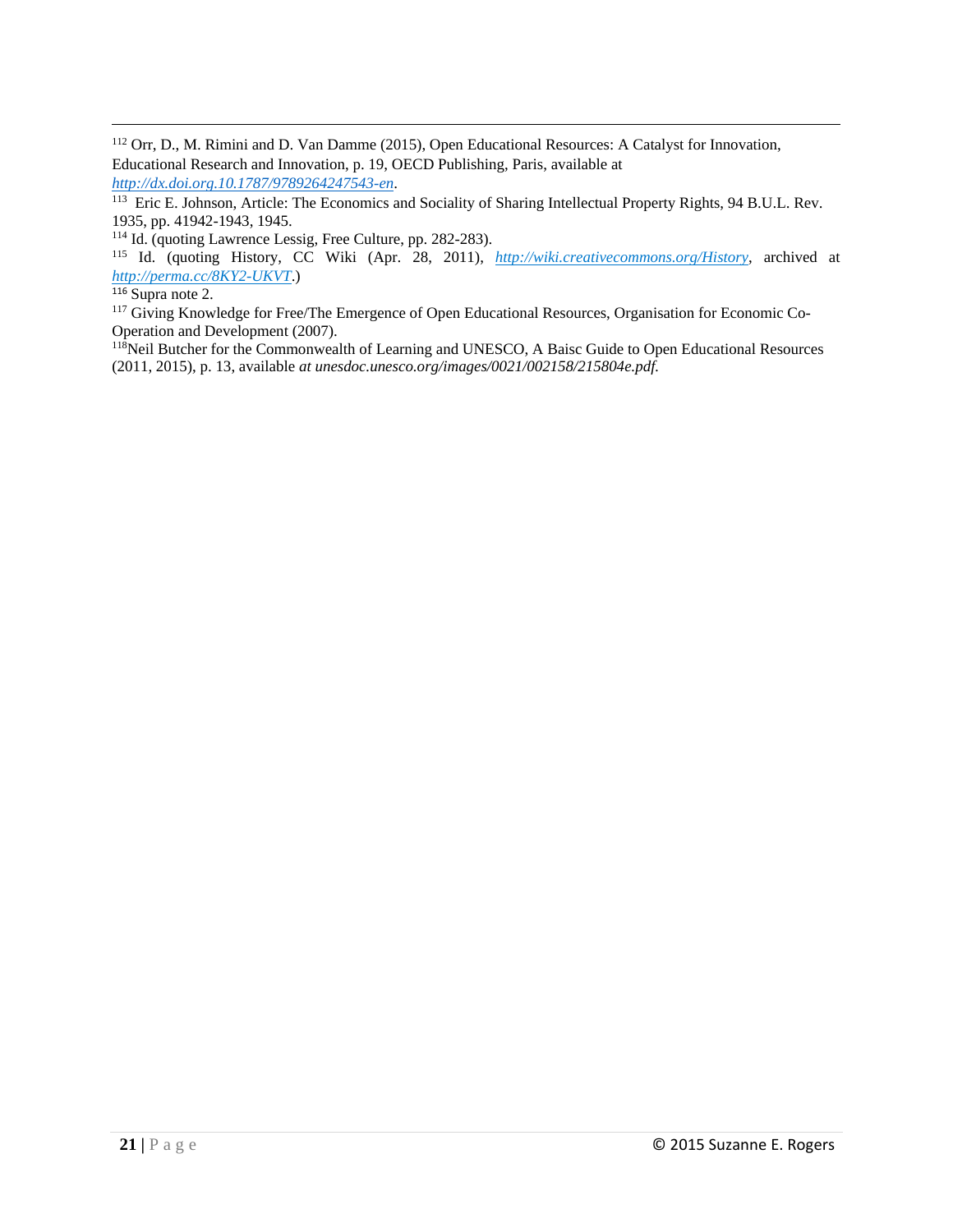[112] Orr, D., M. Rimini and D. Van Damme (2015), Open Educational Resources: A Catalyst for Innovation, Educational Research and Innovation, p. 19, OECD Publishing, Paris, available at *http://dx.doi.org.10.1787/9789264247543-en*.

[113] Eric E. Johnson, Article: The Economics and Sociality of Sharing Intellectual Property Rights, 94 B.U.L. Rev. 1935, pp. 41942-1943, 1945.

[114] Id. (quoting Lawrence Lessig, Free Culture, pp. 282-283).

[115] Id. (quoting History, CC Wiki (Apr. 28, 2011), *http://wiki.creativecommons.org/History*, archived at *http://perma.cc/8KY2-UKVT*.)

[116] Supra note 2.

[117] Giving Knowledge for Free/The Emergence of Open Educational Resources, Organisation for Economic Co-Operation and Development (2007).

[118] Neil Butcher for the Commonwealth of Learning and UNESCO, A Baisc Guide to Open Educational Resources (2011, 2015), p. 13, available *at unesdoc.unesco.org/images/0021/002158/215804e.pdf*.

© 2015 Suzanne E. Rogers